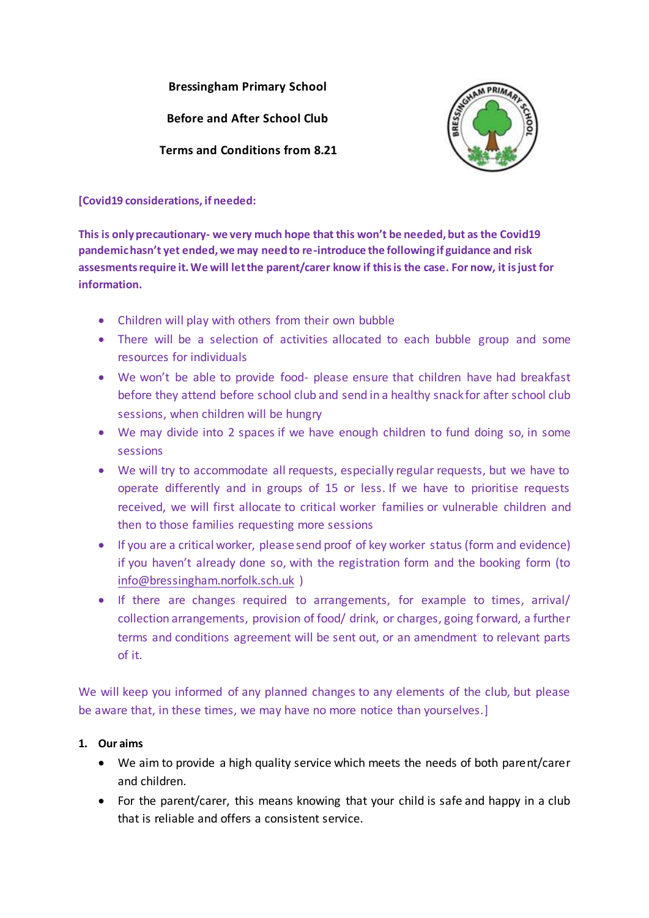**Bressingham Primary School**

**Before and After School Club**

**Terms and Conditions from 8.21**

**[Covid19 considerations, if needed:**

**This is only precautionary- we very much hope that this won't be needed, but as the Covid19 pandemic hasn't yet ended, we may need to re-introduce the following if guidance and risk assesments require it. We will let the parent/carer know if this is the case. For now, it is just for information.**

- Children will play with others from their own bubble
- There will be a selection of activities allocated to each bubble group and some resources for individuals
- We won't be able to provide food- please ensure that children have had breakfast before they attend before school club and send in a healthy snack for after school club sessions, when children will be hungry
- We may divide into 2 spaces if we have enough children to fund doing so, in some sessions
- We will try to accommodate all requests, especially regular requests, but we have to operate differently and in groups of 15 or less. If we have to prioritise requests received, we will first allocate to critical worker families or vulnerable children and then to those families requesting more sessions
- If you are a critical worker, please send proof of key worker status (form and evidence) if you haven't already done so, with the registration form and the booking form (to info@bressingham.norfolk.sch.uk )
- If there are changes required to arrangements, for example to times, arrival/ collection arrangements, provision of food/ drink, or charges, going forward, a further terms and conditions agreement will be sent out, or an amendment to relevant parts of it.

We will keep you informed of any planned changes to any elements of the club, but please be aware that, in these times, we may have no more notice than yourselves.]

**1. Our aims**

- We aim to provide a high quality service which meets the needs of both parent/carer and children.
- For the parent/carer, this means knowing that your child is safe and happy in a club that is reliable and offers a consistent service.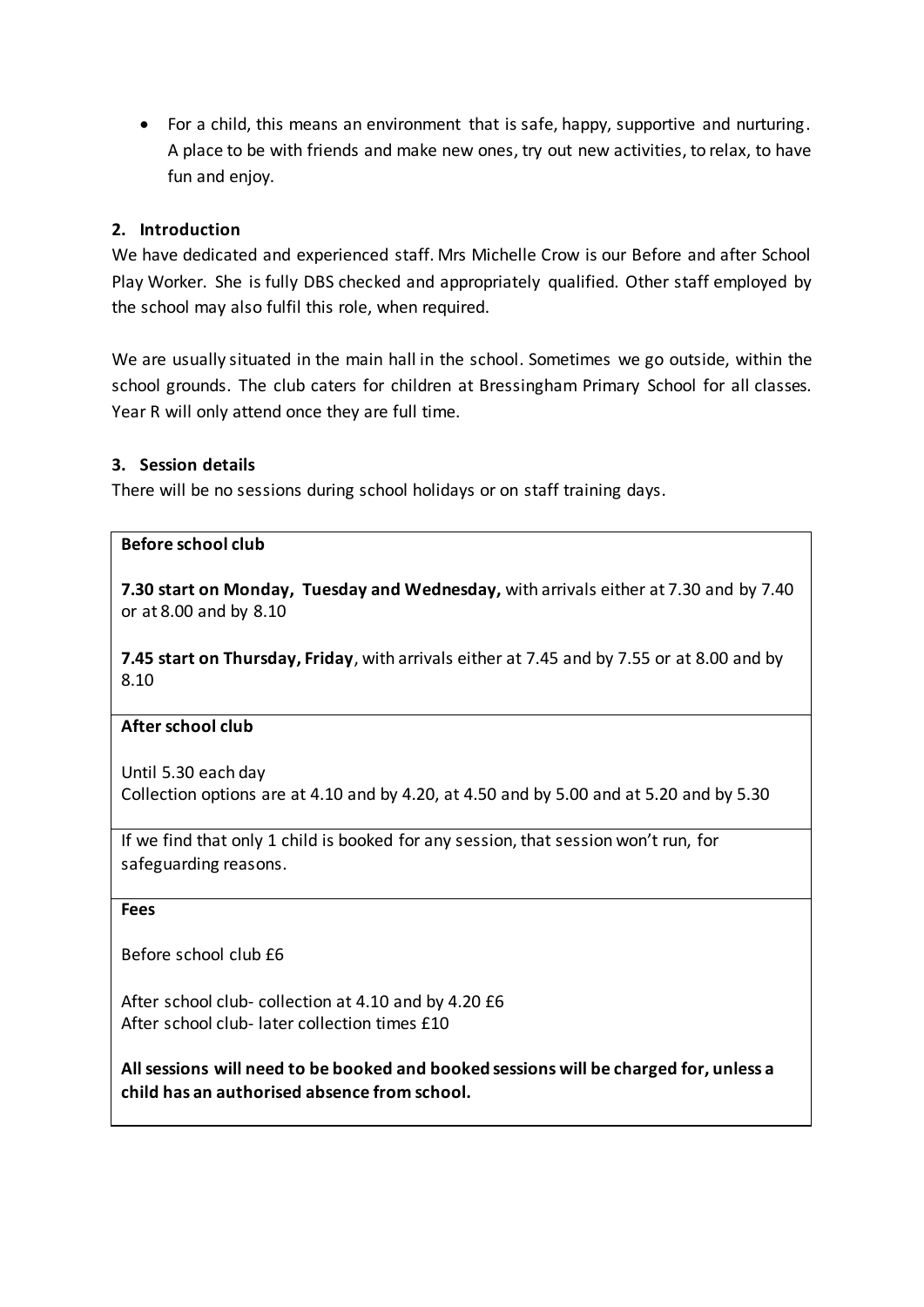- For a child, this means an environment that is safe, happy, supportive and nurturing. A place to be with friends and make new ones, try out new activities, to relax, to have fun and enjoy.

## 2. Introduction

We have dedicated and experienced staff. Mrs Michelle Crow is our Before and after School Play Worker. She is fully DBS checked and appropriately qualified. Other staff employed by the school may also fulfil this role, when required.

We are usually situated in the main hall in the school. Sometimes we go outside, within the school grounds. The club caters for children at Bressingham Primary School for all classes. Year R will only attend once they are full time.

## 3. Session details

There will be no sessions during school holidays or on staff training days.

**Before school club**

**7.30 start on Monday, Tuesday and Wednesday,** with arrivals either at 7.30 and by 7.40 or at 8.00 and by 8.10

**7.45 start on Thursday, Friday**, with arrivals either at 7.45 and by 7.55 or at 8.00 and by 8.10

**After school club**

Until 5.30 each day
Collection options are at 4.10 and by 4.20, at 4.50 and by 5.00 and at 5.20 and by 5.30

If we find that only 1 child is booked for any session, that session won't run, for safeguarding reasons.

**Fees**

Before school club £6

After school club- collection at 4.10 and by 4.20 £6
After school club- later collection times £10

**All sessions will need to be booked and booked sessions will be charged for, unless a child has an authorised absence from school.**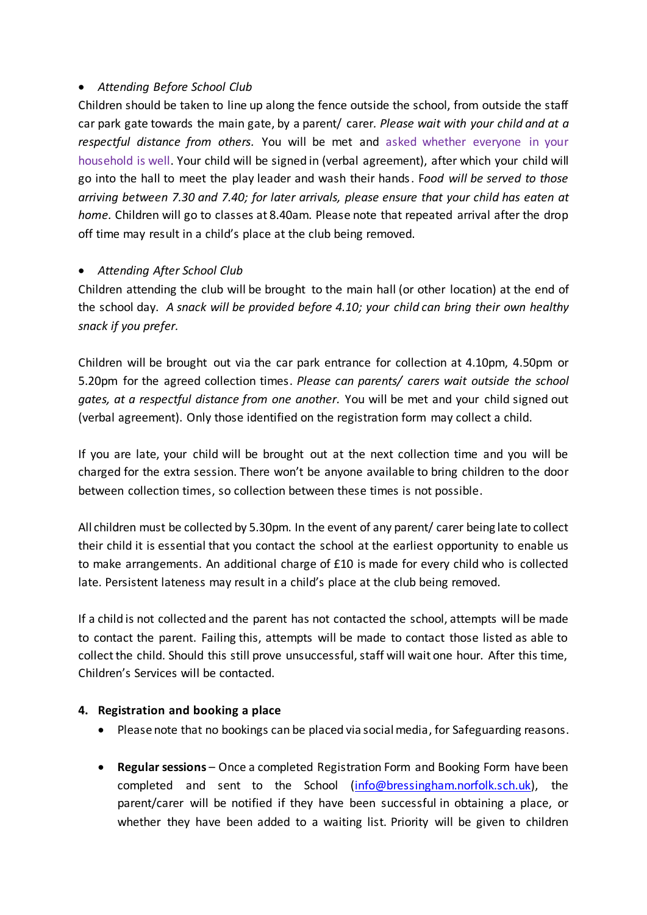- *Attending Before School Club*

Children should be taken to line up along the fence outside the school, from outside the staff car park gate towards the main gate, by a parent/ carer. *Please wait with your child and at a respectful distance from others.* You will be met and asked whether everyone in your household is well. Your child will be signed in (verbal agreement), after which your child will go into the hall to meet the play leader and wash their hands. F*ood will be served to those arriving between 7.30 and 7.40; for later arrivals, please ensure that your child has eaten at home.* Children will go to classes at 8.40am. Please note that repeated arrival after the drop off time may result in a child's place at the club being removed.

- *Attending After School Club*

Children attending the club will be brought to the main hall (or other location) at the end of the school day. *A snack will be provided before 4.10; your child can bring their own healthy snack if you prefer.*

Children will be brought out via the car park entrance for collection at 4.10pm, 4.50pm or 5.20pm for the agreed collection times. *Please can parents/ carers wait outside the school gates, at a respectful distance from one another.* You will be met and your child signed out (verbal agreement). Only those identified on the registration form may collect a child.

If you are late, your child will be brought out at the next collection time and you will be charged for the extra session. There won't be anyone available to bring children to the door between collection times, so collection between these times is not possible.

All children must be collected by 5.30pm. In the event of any parent/ carer being late to collect their child it is essential that you contact the school at the earliest opportunity to enable us to make arrangements. An additional charge of £10 is made for every child who is collected late. Persistent lateness may result in a child's place at the club being removed.

If a child is not collected and the parent has not contacted the school, attempts will be made to contact the parent. Failing this, attempts will be made to contact those listed as able to collect the child. Should this still prove unsuccessful, staff will wait one hour. After this time, Children's Services will be contacted.

**4. Registration and booking a place**

- Please note that no bookings can be placed via social media, for Safeguarding reasons.
- **Regular sessions** – Once a completed Registration Form and Booking Form have been completed and sent to the School (info@bressingham.norfolk.sch.uk), the parent/carer will be notified if they have been successful in obtaining a place, or whether they have been added to a waiting list. Priority will be given to children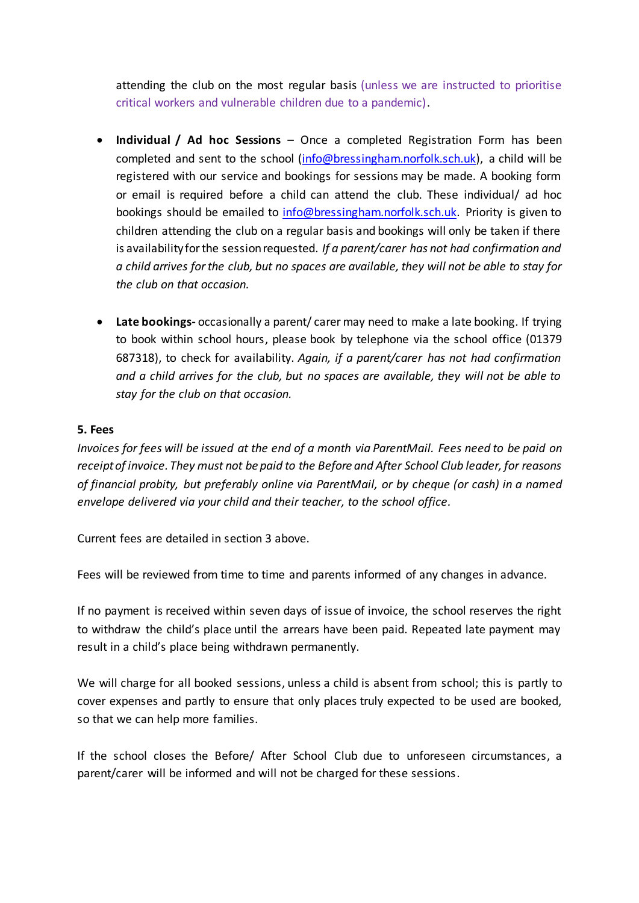attending the club on the most regular basis (unless we are instructed to prioritise critical workers and vulnerable children due to a pandemic).

- **Individual / Ad hoc Sessions** – Once a completed Registration Form has been completed and sent to the school (info@bressingham.norfolk.sch.uk), a child will be registered with our service and bookings for sessions may be made. A booking form or email is required before a child can attend the club. These individual/ ad hoc bookings should be emailed to info@bressingham.norfolk.sch.uk. Priority is given to children attending the club on a regular basis and bookings will only be taken if there is availability for the session requested. *If a parent/carer has not had confirmation and a child arrives for the club, but no spaces are available, they will not be able to stay for the club on that occasion.*

- **Late bookings-** occasionally a parent/ carer may need to make a late booking. If trying to book within school hours, please book by telephone via the school office (01379 687318), to check for availability. *Again, if a parent/carer has not had confirmation and a child arrives for the club, but no spaces are available, they will not be able to stay for the club on that occasion.*

**5. Fees**

*Invoices for fees will be issued at the end of a month via ParentMail. Fees need to be paid on receipt of invoice. They must not be paid to the Before and After School Club leader, for reasons of financial probity, but preferably online via ParentMail, or by cheque (or cash) in a named envelope delivered via your child and their teacher, to the school office.*

Current fees are detailed in section 3 above.

Fees will be reviewed from time to time and parents informed of any changes in advance.

If no payment is received within seven days of issue of invoice, the school reserves the right to withdraw the child's place until the arrears have been paid. Repeated late payment may result in a child's place being withdrawn permanently.

We will charge for all booked sessions, unless a child is absent from school; this is partly to cover expenses and partly to ensure that only places truly expected to be used are booked, so that we can help more families.

If the school closes the Before/ After School Club due to unforeseen circumstances, a parent/carer will be informed and will not be charged for these sessions.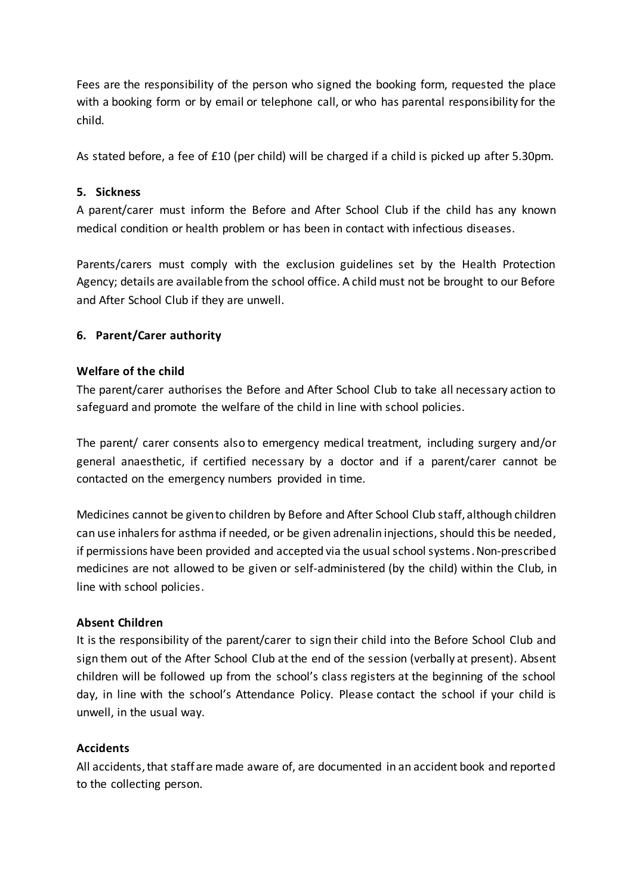Fees are the responsibility of the person who signed the booking form, requested the place with a booking form or by email or telephone call, or who has parental responsibility for the child.

As stated before, a fee of £10 (per child) will be charged if a child is picked up after 5.30pm.

## 5. Sickness

A parent/carer must inform the Before and After School Club if the child has any known medical condition or health problem or has been in contact with infectious diseases.

Parents/carers must comply with the exclusion guidelines set by the Health Protection Agency; details are available from the school office. A child must not be brought to our Before and After School Club if they are unwell.

## 6. Parent/Carer authority

### Welfare of the child

The parent/carer authorises the Before and After School Club to take all necessary action to safeguard and promote the welfare of the child in line with school policies.

The parent/ carer consents also to emergency medical treatment, including surgery and/or general anaesthetic, if certified necessary by a doctor and if a parent/carer cannot be contacted on the emergency numbers provided in time.

Medicines cannot be given to children by Before and After School Club staff, although children can use inhalers for asthma if needed, or be given adrenalin injections, should this be needed, if permissions have been provided and accepted via the usual school systems. Non-prescribed medicines are not allowed to be given or self-administered (by the child) within the Club, in line with school policies.

### Absent Children

It is the responsibility of the parent/carer to sign their child into the Before School Club and sign them out of the After School Club at the end of the session (verbally at present). Absent children will be followed up from the school's class registers at the beginning of the school day, in line with the school's Attendance Policy. Please contact the school if your child is unwell, in the usual way.

### Accidents

All accidents, that staff are made aware of, are documented in an accident book and reported to the collecting person.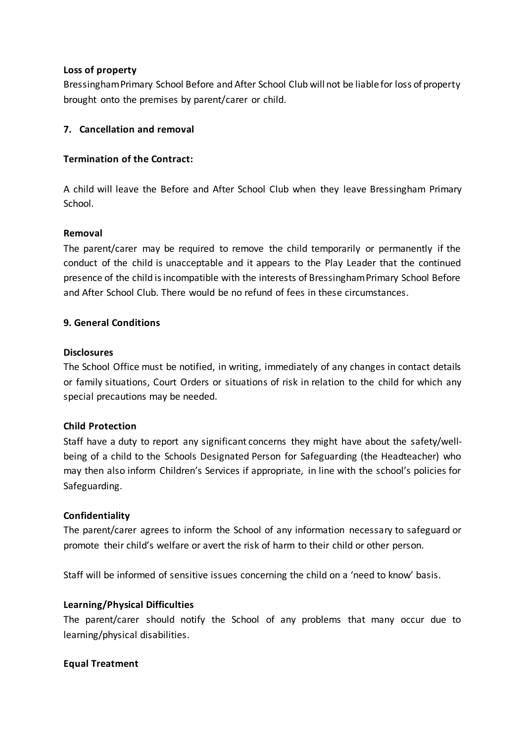**Loss of property**

Bressingham Primary School Before and After School Club will not be liable for loss of property brought onto the premises by parent/carer or child.

**7. Cancellation and removal**

**Termination of the Contract:**

A child will leave the Before and After School Club when they leave Bressingham Primary School.

**Removal**

The parent/carer may be required to remove the child temporarily or permanently if the conduct of the child is unacceptable and it appears to the Play Leader that the continued presence of the child is incompatible with the interests of Bressingham Primary School Before and After School Club. There would be no refund of fees in these circumstances.

**9. General Conditions**

**Disclosures**

The School Office must be notified, in writing, immediately of any changes in contact details or family situations, Court Orders or situations of risk in relation to the child for which any special precautions may be needed.

**Child Protection**

Staff have a duty to report any significant concerns they might have about the safety/well-being of a child to the Schools Designated Person for Safeguarding (the Headteacher) who may then also inform Children's Services if appropriate, in line with the school's policies for Safeguarding.

**Confidentiality**

The parent/carer agrees to inform the School of any information necessary to safeguard or promote their child's welfare or avert the risk of harm to their child or other person.

Staff will be informed of sensitive issues concerning the child on a 'need to know' basis.

**Learning/Physical Difficulties**

The parent/carer should notify the School of any problems that many occur due to learning/physical disabilities.

**Equal Treatment**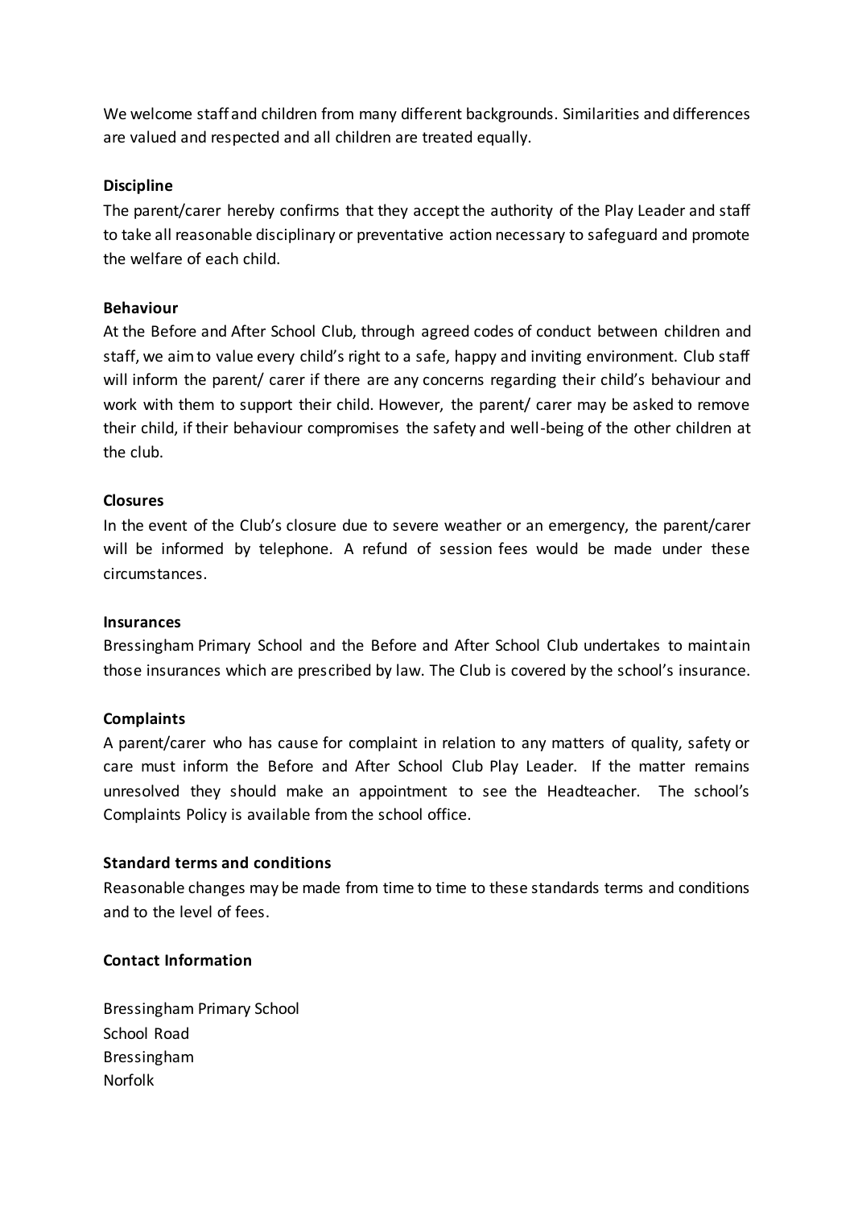We welcome staff and children from many different backgrounds. Similarities and differences are valued and respected and all children are treated equally.

**Discipline**

The parent/carer hereby confirms that they accept the authority of the Play Leader and staff to take all reasonable disciplinary or preventative action necessary to safeguard and promote the welfare of each child.

**Behaviour**

At the Before and After School Club, through agreed codes of conduct between children and staff, we aim to value every child's right to a safe, happy and inviting environment. Club staff will inform the parent/ carer if there are any concerns regarding their child's behaviour and work with them to support their child. However, the parent/ carer may be asked to remove their child, if their behaviour compromises the safety and well-being of the other children at the club.

**Closures**

In the event of the Club's closure due to severe weather or an emergency, the parent/carer will be informed by telephone. A refund of session fees would be made under these circumstances.

**Insurances**

Bressingham Primary School and the Before and After School Club undertakes to maintain those insurances which are prescribed by law. The Club is covered by the school's insurance.

**Complaints**

A parent/carer who has cause for complaint in relation to any matters of quality, safety or care must inform the Before and After School Club Play Leader. If the matter remains unresolved they should make an appointment to see the Headteacher. The school's Complaints Policy is available from the school office.

**Standard terms and conditions**

Reasonable changes may be made from time to time to these standards terms and conditions and to the level of fees.

**Contact Information**

Bressingham Primary School
School Road
Bressingham
Norfolk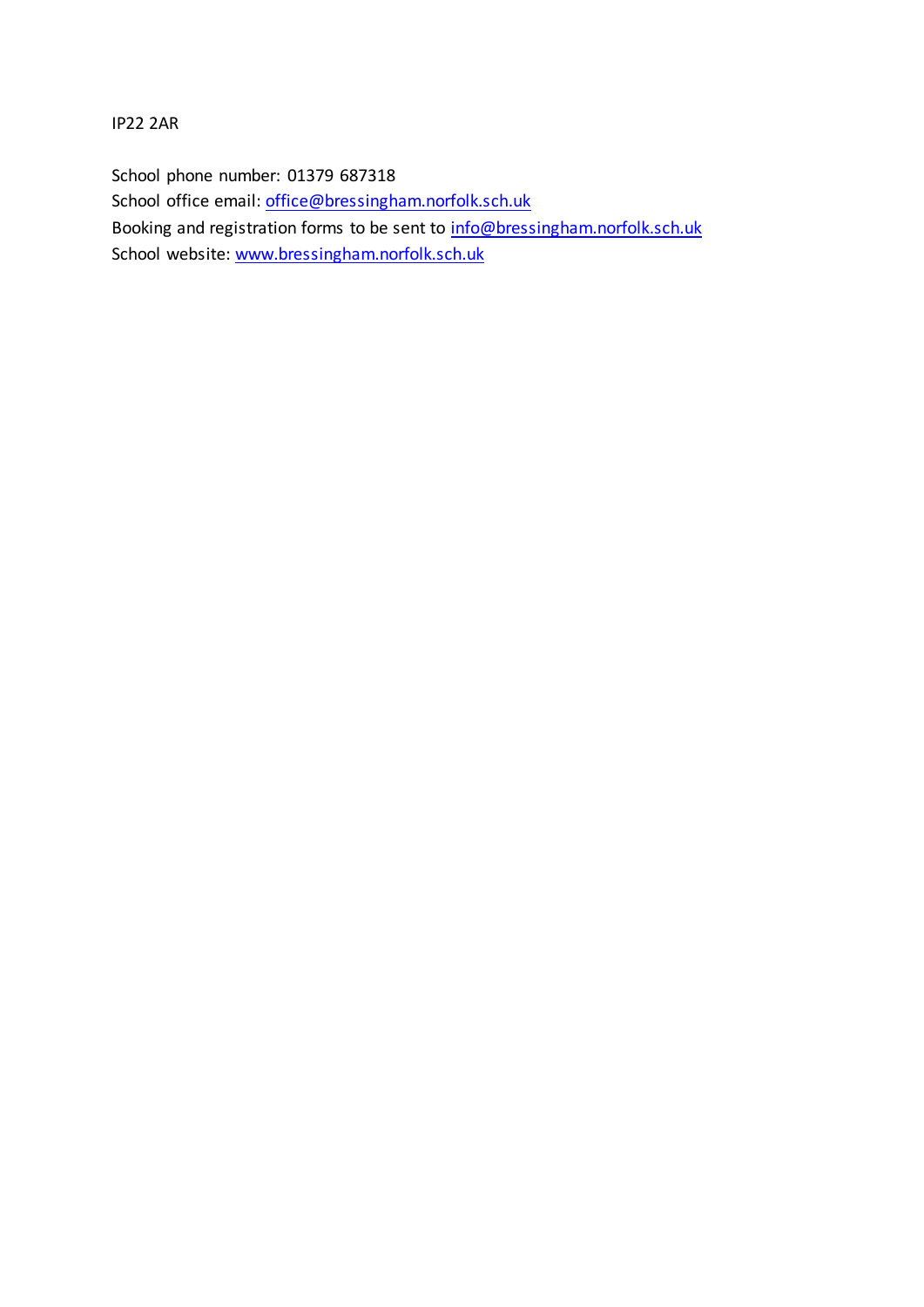IP22 2AR

School phone number: 01379 687318
School office email: office@bressingham.norfolk.sch.uk
Booking and registration forms to be sent to info@bressingham.norfolk.sch.uk
School website: www.bressingham.norfolk.sch.uk